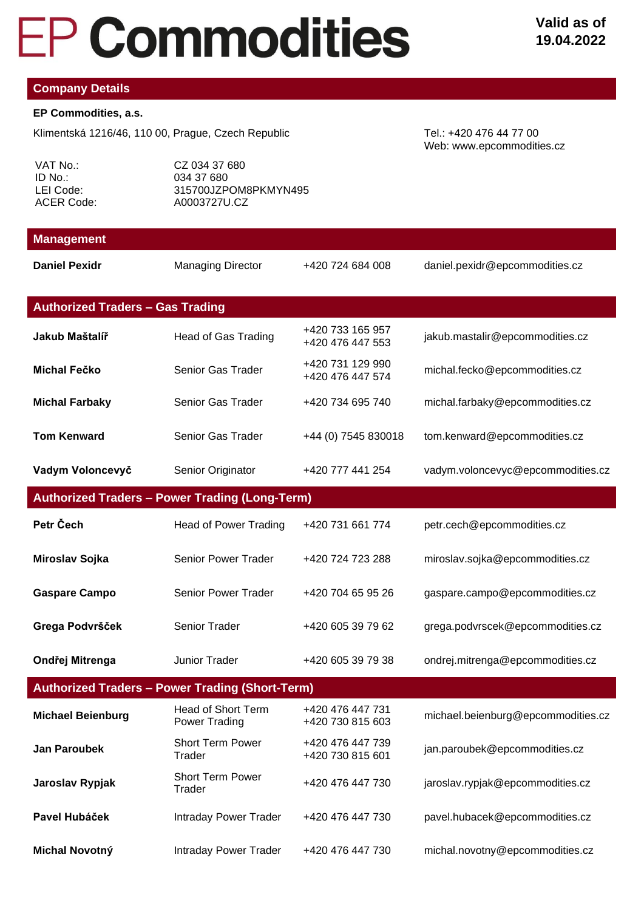# EP Commodities

**Valid as of 19.04.2022**

## Company Details

**EP Commodities, a.s.**

Klimentská 1216/46, 110 00, Prague, Czech Republic

Tel.: +420 476 44 77 00
Web: www.epcommodities.cz

| | |
|---|---|
| VAT No.: | CZ 034 37 680 |
| ID No.: | 034 37 680 |
| LEI Code: | 315700JZPOM8PKMYN495 |
| ACER Code: | A0003727U.CZ |

## Management

| | | | |
|---|---|---|---|
| **Daniel Pexidr** | Managing Director | +420 724 684 008 | daniel.pexidr@epcommodities.cz |

## Authorized Traders – Gas Trading

| | | | |
|---|---|---|---|
| **Jakub Maštalíř** | Head of Gas Trading | +420 733 165 957<br>+420 476 447 553 | jakub.mastalir@epcommodities.cz |
| **Michal Fečko** | Senior Gas Trader | +420 731 129 990<br>+420 476 447 574 | michal.fecko@epcommodities.cz |
| **Michal Farbaky** | Senior Gas Trader | +420 734 695 740 | michal.farbaky@epcommodities.cz |
| **Tom Kenward** | Senior Gas Trader | +44 (0) 7545 830018 | tom.kenward@epcommodities.cz |
| **Vadym Voloncevyč** | Senior Originator | +420 777 441 254 | vadym.voloncevyc@epcommodities.cz |

## Authorized Traders – Power Trading (Long-Term)

| | | | |
|---|---|---|---|
| **Petr Čech** | Head of Power Trading | +420 731 661 774 | petr.cech@epcommodities.cz |
| **Miroslav Sojka** | Senior Power Trader | +420 724 723 288 | miroslav.sojka@epcommodities.cz |
| **Gaspare Campo** | Senior Power Trader | +420 704 65 95 26 | gaspare.campo@epcommodities.cz |
| **Grega Podvršček** | Senior Trader | +420 605 39 79 62 | grega.podvrscek@epcommodities.cz |
| **Ondřej Mitrenga** | Junior Trader | +420 605 39 79 38 | ondrej.mitrenga@epcommodities.cz |

## Authorized Traders – Power Trading (Short-Term)

| | | | |
|---|---|---|---|
| **Michael Beienburg** | Head of Short Term Power Trading | +420 476 447 731<br>+420 730 815 603 | michael.beienburg@epcommodities.cz |
| **Jan Paroubek** | Short Term Power Trader | +420 476 447 739<br>+420 730 815 601 | jan.paroubek@epcommodities.cz |
| **Jaroslav Rypjak** | Short Term Power Trader | +420 476 447 730 | jaroslav.rypjak@epcommodities.cz |
| **Pavel Hubáček** | Intraday Power Trader | +420 476 447 730 | pavel.hubacek@epcommodities.cz |
| **Michal Novotný** | Intraday Power Trader | +420 476 447 730 | michal.novotny@epcommodities.cz |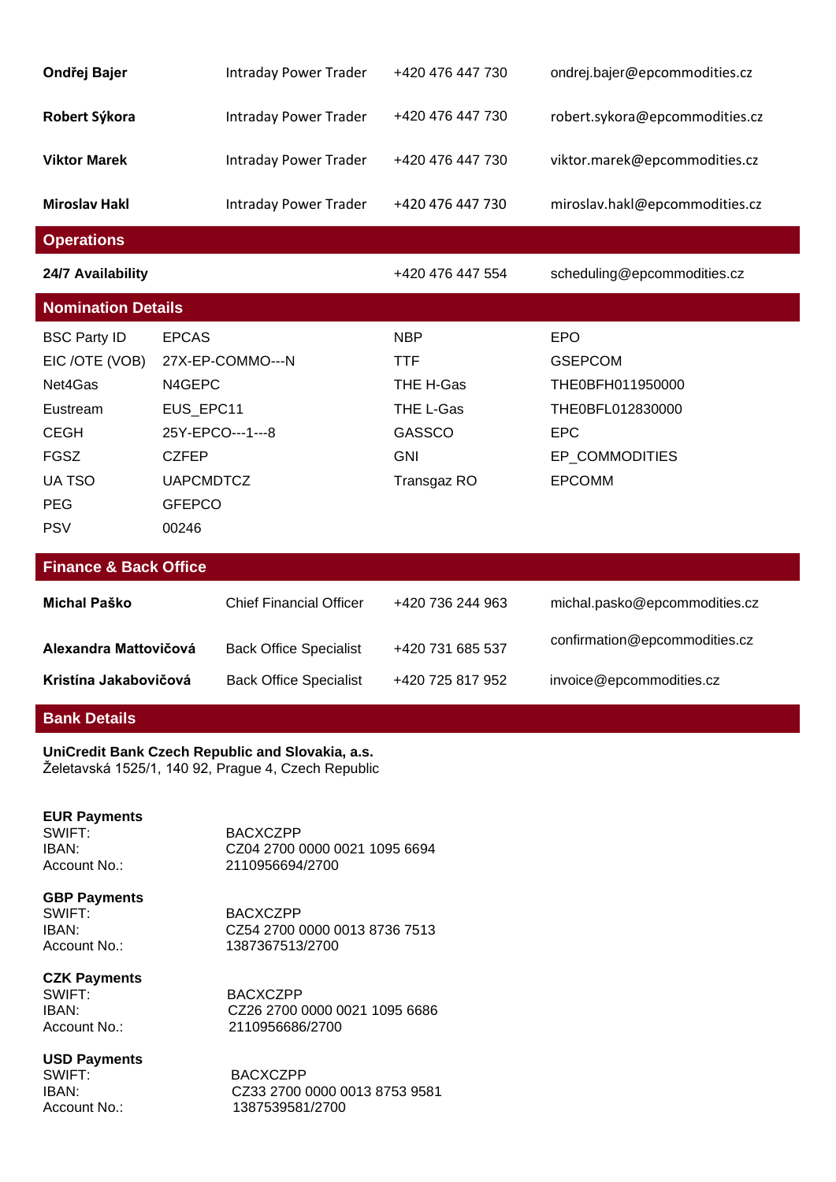| | | | |
|---|---|---|---|
| **Ondřej Bajer** | Intraday Power Trader | +420 476 447 730 | ondrej.bajer@epcommodities.cz |
| **Robert Sýkora** | Intraday Power Trader | +420 476 447 730 | robert.sykora@epcommodities.cz |
| **Viktor Marek** | Intraday Power Trader | +420 476 447 730 | viktor.marek@epcommodities.cz |
| **Miroslav Hakl** | Intraday Power Trader | +420 476 447 730 | miroslav.hakl@epcommodities.cz |

## Operations

| | | | |
|---|---|---|---|
| **24/7 Availability** | | +420 476 447 554 | scheduling@epcommodities.cz |

## Nomination Details

| | | | |
|---|---|---|---|
| BSC Party ID | EPCAS | NBP | EPO |
| EIC /OTE (VOB) | 27X-EP-COMMO---N | TTF | GSEPCOM |
| Net4Gas | N4GEPC | THE H-Gas | THE0BFH011950000 |
| Eustream | EUS_EPC11 | THE L-Gas | THE0BFL012830000 |
| CEGH | 25Y-EPCO---1---8 | GASSCO | EPC |
| FGSZ | CZFEP | GNI | EP_COMMODITIES |
| UA TSO | UAPCMDTCZ | Transgaz RO | EPCOMM |
| PEG | GFEPCO | | |
| PSV | 00246 | | |

## Finance & Back Office

| | | | |
|---|---|---|---|
| **Michal Paško** | Chief Financial Officer | +420 736 244 963 | michal.pasko@epcommodities.cz |
| **Alexandra Mattovičová** | Back Office Specialist | +420 731 685 537 | confirmation@epcommodities.cz |
| **Kristína Jakabovičová** | Back Office Specialist | +420 725 817 952 | invoice@epcommodities.cz |

## Bank Details

**UniCredit Bank Czech Republic and Slovakia, a.s.**
Želetavská 1525/1, 140 92, Prague 4, Czech Republic

**EUR Payments**

| | |
|---|---|
| SWIFT: | BACXCZPP |
| IBAN: | CZ04 2700 0000 0021 1095 6694 |
| Account No.: | 2110956694/2700 |

**GBP Payments**

| | |
|---|---|
| SWIFT: | BACXCZPP |
| IBAN: | CZ54 2700 0000 0013 8736 7513 |
| Account No.: | 1387367513/2700 |

**CZK Payments**

| | |
|---|---|
| SWIFT: | BACXCZPP |
| IBAN: | CZ26 2700 0000 0021 1095 6686 |
| Account No.: | 2110956686/2700 |

**USD Payments**

| | |
|---|---|
| SWIFT: | BACXCZPP |
| IBAN: | CZ33 2700 0000 0013 8753 9581 |
| Account No.: | 1387539581/2700 |